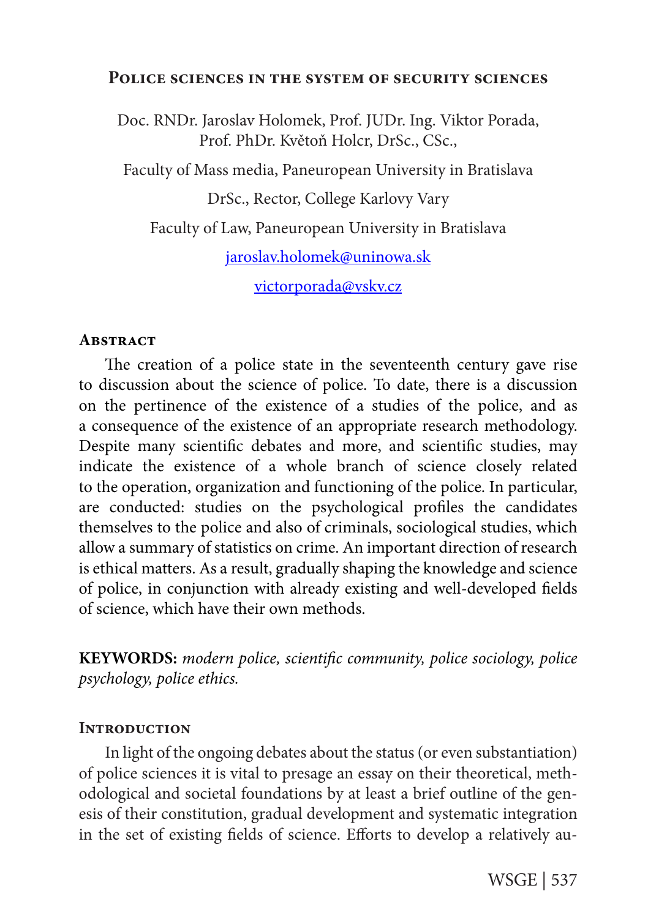# Police sciences in the system of security sciences

Doc. RNDr. Jaroslav Holomek, Prof. JUDr. Ing. Viktor Porada, Prof. PhDr. Květoň Holcr, DrSc., CSc.,

Faculty of Mass media, Paneuropean University in Bratislava

DrSc., Rector, College Karlovy Vary

Faculty of Law, Paneuropean University in Bratislava

jaroslav.holomek@uninowa.sk

victorporada@vskv.cz

## Abstract

The creation of a police state in the seventeenth century gave rise to discussion about the science of police. To date, there is a discussion on the pertinence of the existence of a studies of the police, and as a consequence of the existence of an appropriate research methodology. Despite many scientific debates and more, and scientific studies, may indicate the existence of a whole branch of science closely related to the operation, organization and functioning of the police. In particular, are conducted: studies on the psychological profiles the candidates themselves to the police and also of criminals, sociological studies, which allow a summary of statistics on crime. An important direction of research is ethical matters. As a result, gradually shaping the knowledge and science of police, in conjunction with already existing and well-developed fields of science, which have their own methods.

**KEYWORDS:** *modern police, scientific community, police sociology, police psychology, police ethics.*

## Introduction

In light of the ongoing debates about the status (or even substantiation) of police sciences it is vital to presage an essay on their theoretical, methodological and societal foundations by at least a brief outline of the genesis of their constitution, gradual development and systematic integration in the set of existing fields of science. Efforts to develop a relatively au-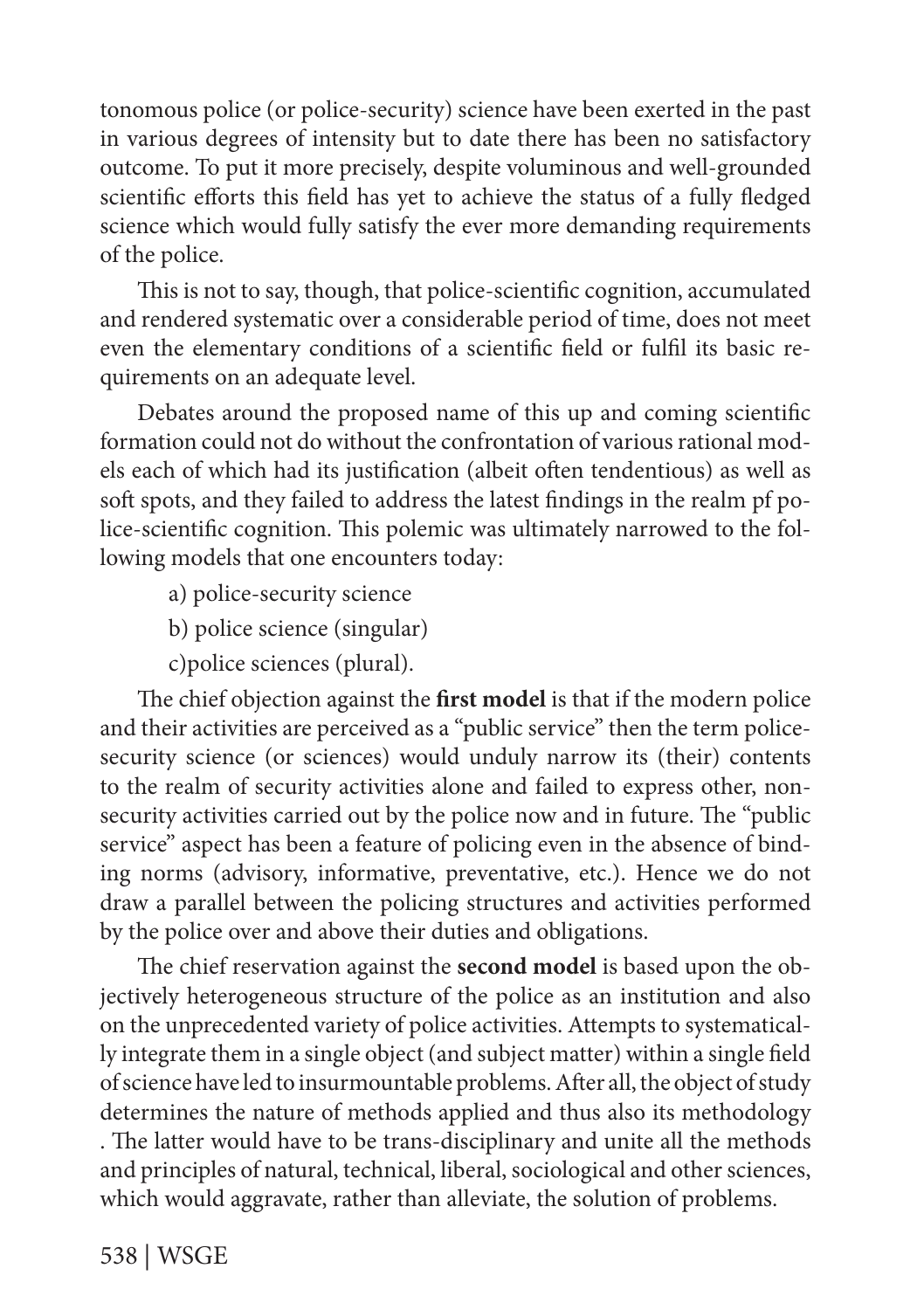tonomous police (or police-security) science have been exerted in the past in various degrees of intensity but to date there has been no satisfactory outcome. To put it more precisely, despite voluminous and well-grounded scientific efforts this field has yet to achieve the status of a fully fledged science which would fully satisfy the ever more demanding requirements of the police.

This is not to say, though, that police-scientific cognition, accumulated and rendered systematic over a considerable period of time, does not meet even the elementary conditions of a scientific field or fulfil its basic requirements on an adequate level.

Debates around the proposed name of this up and coming scientific formation could not do without the confrontation of various rational models each of which had its justification (albeit often tendentious) as well as soft spots, and they failed to address the latest findings in the realm pf police-scientific cognition. This polemic was ultimately narrowed to the following models that one encounters today:

a) police-security science

b) police science (singular)

c)police sciences (plural).

The chief objection against the **first model** is that if the modern police and their activities are perceived as a "public service" then the term police-security science (or sciences) would unduly narrow its (their) contents to the realm of security activities alone and failed to express other, non-security activities carried out by the police now and in future. The "public service" aspect has been a feature of policing even in the absence of binding norms (advisory, informative, preventative, etc.). Hence we do not draw a parallel between the policing structures and activities performed by the police over and above their duties and obligations.

The chief reservation against the **second model** is based upon the objectively heterogeneous structure of the police as an institution and also on the unprecedented variety of police activities. Attempts to systematically integrate them in a single object (and subject matter) within a single field of science have led to insurmountable problems. After all, the object of study determines the nature of methods applied and thus also its methodology . The latter would have to be trans-disciplinary and unite all the methods and principles of natural, technical, liberal, sociological and other sciences, which would aggravate, rather than alleviate, the solution of problems.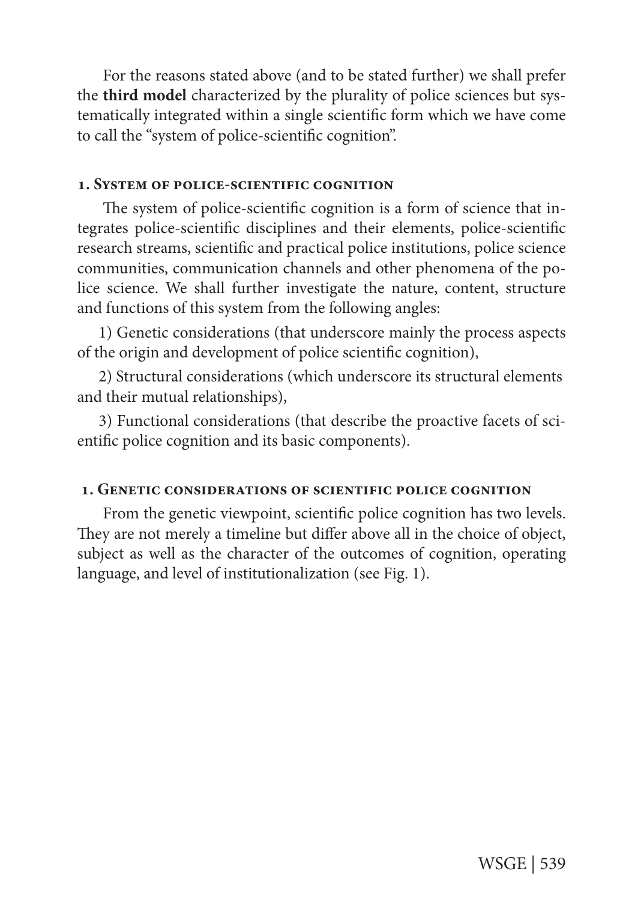For the reasons stated above (and to be stated further) we shall prefer the **third model** characterized by the plurality of police sciences but systematically integrated within a single scientific form which we have come to call the "system of police-scientific cognition".

## 1. System of police-scientific cognition

The system of police-scientific cognition is a form of science that integrates police-scientific disciplines and their elements, police-scientific research streams, scientific and practical police institutions, police science communities, communication channels and other phenomena of the police science. We shall further investigate the nature, content, structure and functions of this system from the following angles:

1) Genetic considerations (that underscore mainly the process aspects of the origin and development of police scientific cognition),

2) Structural considerations (which underscore its structural elements and their mutual relationships),

3) Functional considerations (that describe the proactive facets of scientific police cognition and its basic components).

## 1. Genetic considerations of scientific police cognition

From the genetic viewpoint, scientific police cognition has two levels. They are not merely a timeline but differ above all in the choice of object, subject as well as the character of the outcomes of cognition, operating language, and level of institutionalization (see Fig. 1).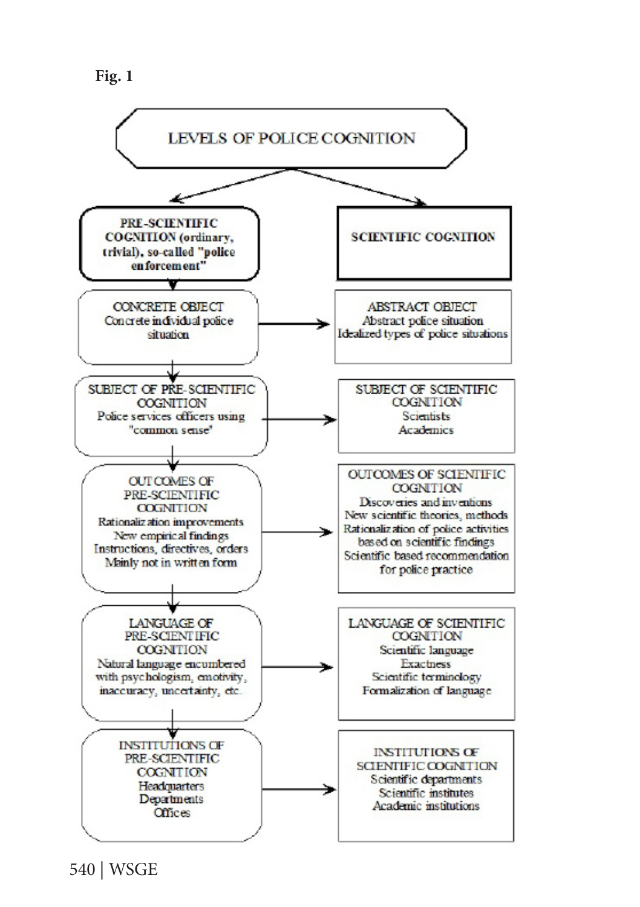**Fig. 1**

LEVELS OF POLICE COGNITION

| PRE-SCIENTIFIC COGNITION (ordinary, trivial), so-called "police enforcement" | SCIENTIFIC COGNITION |
|---|---|
| CONCRETE OBJECT<br>Concrete individual police situation | ABSTRACT OBJECT<br>Abstract police situation<br>Idealized types of police situations |
| SUBJECT OF PRE-SCIENTIFIC COGNITION<br>Police services officers using "common sense" | SUBJECT OF SCIENTIFIC COGNITION<br>Scientists<br>Academics |
| OUTCOMES OF PRE-SCIENTIFIC COGNITION<br>Rationalization improvements<br>New empirical findings<br>Instructions, directives, orders<br>Mainly not in written form | OUTCOMES OF SCIENTIFIC COGNITION<br>Discoveries and inventions<br>New scientific theories, methods<br>Rationalization of police activities based on scientific findings<br>Scientific based recommendation for police practice |
| LANGUAGE OF PRE-SCIENTIFIC COGNITION<br>Natural language encumbered with psychologism, emotivity, inaccuracy, uncertainty, etc. | LANGUAGE OF SCIENTIFIC COGNITION<br>Scientific language<br>Exactness<br>Scientific terminology<br>Formalization of language |
| INSTITUTIONS OF PRE-SCIENTIFIC COGNITION<br>Headquarters<br>Departments<br>Offices | INSTITUTIONS OF SCIENTIFIC COGNITION<br>Scientific departments<br>Scientific institutes<br>Academic institutions |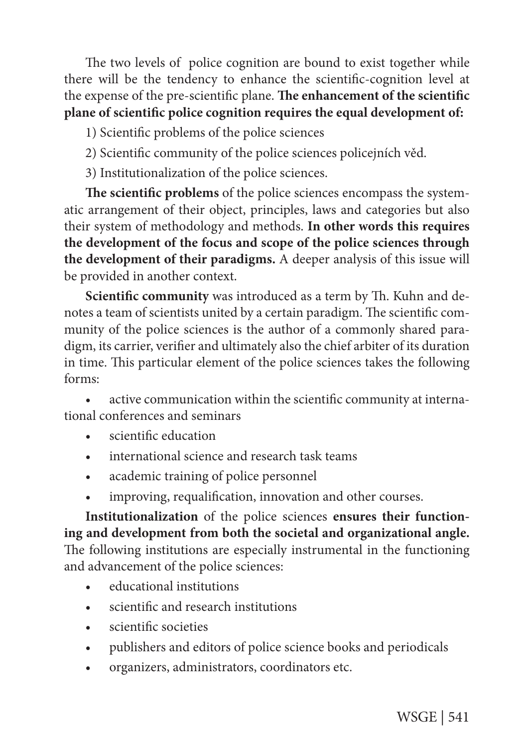The two levels of police cognition are bound to exist together while there will be the tendency to enhance the scientific-cognition level at the expense of the pre-scientific plane. **The enhancement of the scientific plane of scientific police cognition requires the equal development of:**

1) Scientific problems of the police sciences

2) Scientific community of the police sciences policejních věd.

3) Institutionalization of the police sciences.

**The scientific problems** of the police sciences encompass the systematic arrangement of their object, principles, laws and categories but also their system of methodology and methods. **In other words this requires the development of the focus and scope of the police sciences through the development of their paradigms.** A deeper analysis of this issue will be provided in another context.

**Scientific community** was introduced as a term by Th. Kuhn and denotes a team of scientists united by a certain paradigm. The scientific community of the police sciences is the author of a commonly shared paradigm, its carrier, verifier and ultimately also the chief arbiter of its duration in time. This particular element of the police sciences takes the following forms:

- active communication within the scientific community at international conferences and seminars
- scientific education
- international science and research task teams
- academic training of police personnel
- improving, requalification, innovation and other courses.

**Institutionalization** of the police sciences **ensures their functioning and development from both the societal and organizational angle.** The following institutions are especially instrumental in the functioning and advancement of the police sciences:

- educational institutions
- scientific and research institutions
- scientific societies
- publishers and editors of police science books and periodicals
- organizers, administrators, coordinators etc.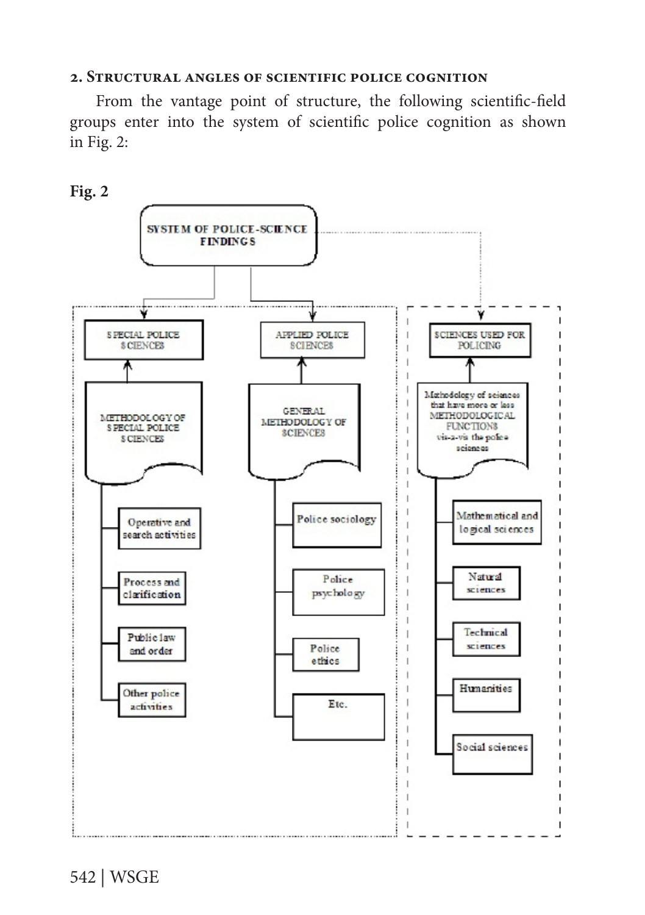## 2. Structural angles of scientific police cognition

From the vantage point of structure, the following scientific-field groups enter into the system of scientific police cognition as shown in Fig. 2:

**Fig. 2**

- SYSTEM OF POLICE-SCIENCE FINDINGS
  - SPECIAL POLICE SCIENCES
    - METHODOLOGY OF SPECIAL POLICE SCIENCES
      - Operative and search activities
      - Process and clarification
      - Public law and order
      - Other police activities
  - APPLIED POLICE SCIENCES
    - GENERAL METHODOLOGY OF SCIENCES
      - Police sociology
      - Police psychology
      - Police ethics
      - Etc.
  - SCIENCES USED FOR POLICING
    - Methodology of sciences that have more or less METHODOLOGICAL FUNCTIONS vis-a-vis the police sciences
      - Mathematical and logical sciences
      - Natural sciences
      - Technical sciences
      - Humanities
      - Social sciences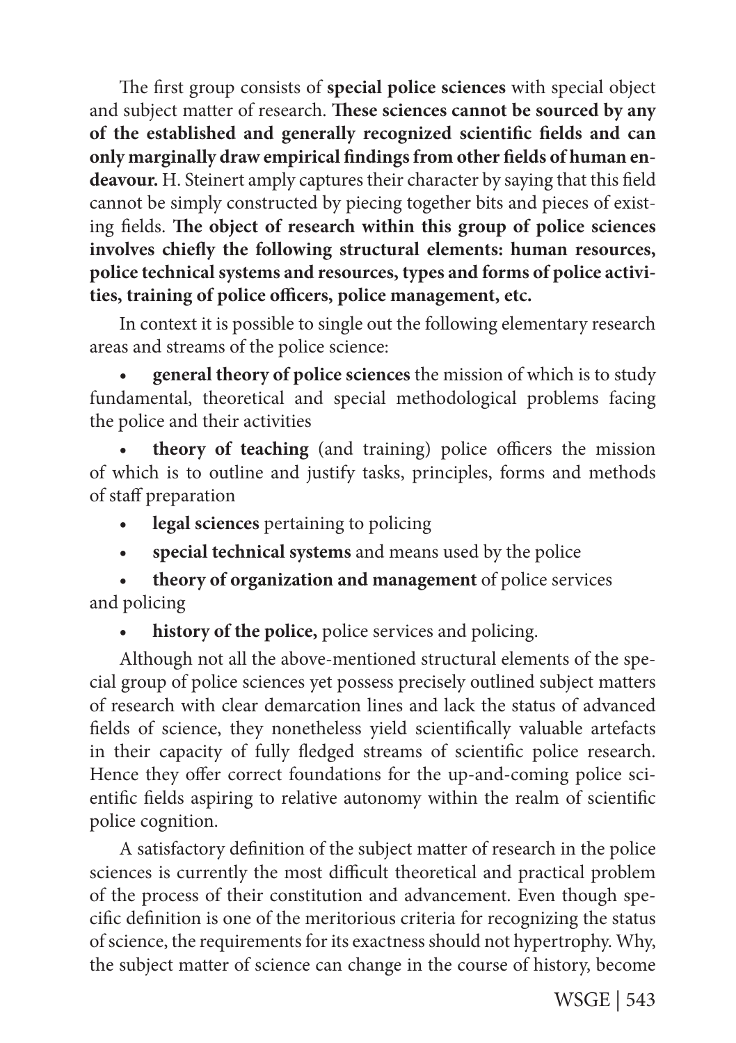The first group consists of **special police sciences** with special object and subject matter of research. **These sciences cannot be sourced by any of the established and generally recognized scientific fields and can only marginally draw empirical findings from other fields of human endeavour.** H. Steinert amply captures their character by saying that this field cannot be simply constructed by piecing together bits and pieces of existing fields. **The object of research within this group of police sciences involves chiefly the following structural elements: human resources, police technical systems and resources, types and forms of police activities, training of police officers, police management, etc.**

In context it is possible to single out the following elementary research areas and streams of the police science:

- **general theory of police sciences** the mission of which is to study fundamental, theoretical and special methodological problems facing the police and their activities
- **theory of teaching** (and training) police officers the mission of which is to outline and justify tasks, principles, forms and methods of staff preparation
- **legal sciences** pertaining to policing
- **special technical systems** and means used by the police
- **theory of organization and management** of police services and policing
- **history of the police,** police services and policing.

Although not all the above-mentioned structural elements of the special group of police sciences yet possess precisely outlined subject matters of research with clear demarcation lines and lack the status of advanced fields of science, they nonetheless yield scientifically valuable artefacts in their capacity of fully fledged streams of scientific police research. Hence they offer correct foundations for the up-and-coming police scientific fields aspiring to relative autonomy within the realm of scientific police cognition.

A satisfactory definition of the subject matter of research in the police sciences is currently the most difficult theoretical and practical problem of the process of their constitution and advancement. Even though specific definition is one of the meritorious criteria for recognizing the status of science, the requirements for its exactness should not hypertrophy. Why, the subject matter of science can change in the course of history, become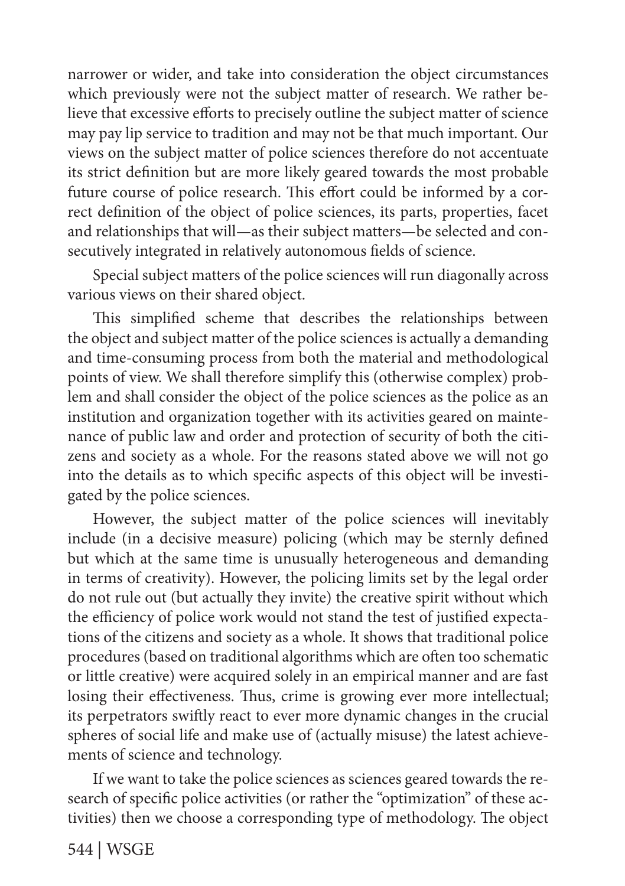narrower or wider, and take into consideration the object circumstances which previously were not the subject matter of research. We rather believe that excessive efforts to precisely outline the subject matter of science may pay lip service to tradition and may not be that much important. Our views on the subject matter of police sciences therefore do not accentuate its strict definition but are more likely geared towards the most probable future course of police research. This effort could be informed by a correct definition of the object of police sciences, its parts, properties, facet and relationships that will—as their subject matters—be selected and consecutively integrated in relatively autonomous fields of science.

Special subject matters of the police sciences will run diagonally across various views on their shared object.

This simplified scheme that describes the relationships between the object and subject matter of the police sciences is actually a demanding and time-consuming process from both the material and methodological points of view. We shall therefore simplify this (otherwise complex) problem and shall consider the object of the police sciences as the police as an institution and organization together with its activities geared on maintenance of public law and order and protection of security of both the citizens and society as a whole. For the reasons stated above we will not go into the details as to which specific aspects of this object will be investigated by the police sciences.

However, the subject matter of the police sciences will inevitably include (in a decisive measure) policing (which may be sternly defined but which at the same time is unusually heterogeneous and demanding in terms of creativity). However, the policing limits set by the legal order do not rule out (but actually they invite) the creative spirit without which the efficiency of police work would not stand the test of justified expectations of the citizens and society as a whole. It shows that traditional police procedures (based on traditional algorithms which are often too schematic or little creative) were acquired solely in an empirical manner and are fast losing their effectiveness. Thus, crime is growing ever more intellectual; its perpetrators swiftly react to ever more dynamic changes in the crucial spheres of social life and make use of (actually misuse) the latest achievements of science and technology.

If we want to take the police sciences as sciences geared towards the research of specific police activities (or rather the "optimization" of these activities) then we choose a corresponding type of methodology. The object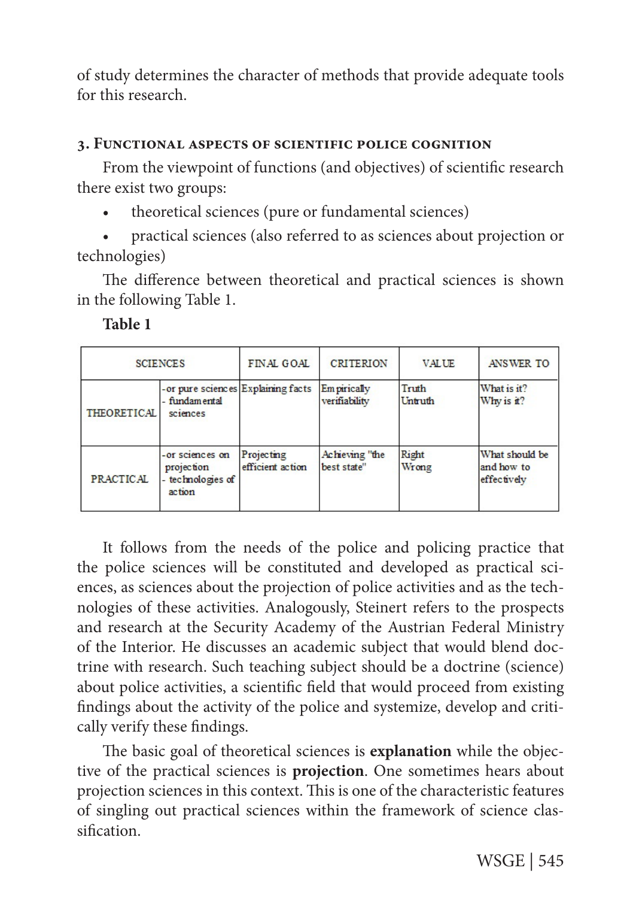of study determines the character of methods that provide adequate tools for this research.

### 3. Functional aspects of scientific police cognition

From the viewpoint of functions (and objectives) of scientific research there exist two groups:

- theoretical sciences (pure or fundamental sciences)
- practical sciences (also referred to as sciences about projection or technologies)

The difference between theoretical and practical sciences is shown in the following Table 1.

**Table 1**

| SCIENCES | | FINAL GOAL | CRITERION | VALUE | ANSWER TO |
|---|---|---|---|---|---|
| THEORETICAL | -or pure sciences<br>- fundamental sciences | Explaining facts | Empirically verifiability | Truth<br>Untruth | What is it?<br>Why is it? |
| PRACTICAL | -or sciences on projection<br>- technologies of action | Projecting efficient action | Achieving "the best state" | Right<br>Wrong | What should be and how to effectively |

It follows from the needs of the police and policing practice that the police sciences will be constituted and developed as practical sciences, as sciences about the projection of police activities and as the technologies of these activities. Analogously, Steinert refers to the prospects and research at the Security Academy of the Austrian Federal Ministry of the Interior. He discusses an academic subject that would blend doctrine with research. Such teaching subject should be a doctrine (science) about police activities, a scientific field that would proceed from existing findings about the activity of the police and systemize, develop and critically verify these findings.

The basic goal of theoretical sciences is **explanation** while the objective of the practical sciences is **projection**. One sometimes hears about projection sciences in this context. This is one of the characteristic features of singling out practical sciences within the framework of science classification.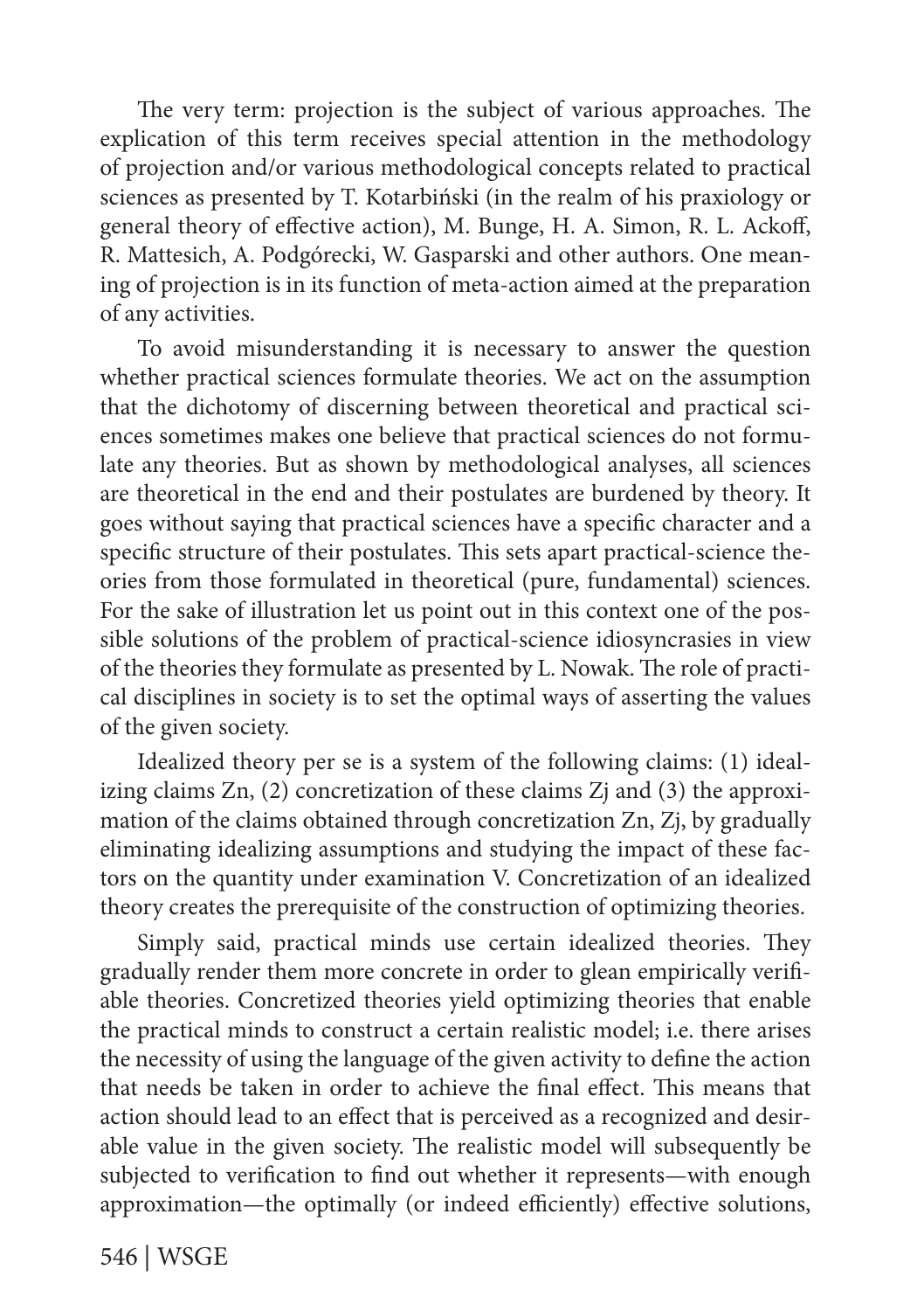The very term: projection is the subject of various approaches. The explication of this term receives special attention in the methodology of projection and/or various methodological concepts related to practical sciences as presented by T. Kotarbiński (in the realm of his praxiology or general theory of effective action), M. Bunge, H. A. Simon, R. L. Ackoff, R. Mattesich, A. Podgórecki, W. Gasparski and other authors. One meaning of projection is in its function of meta-action aimed at the preparation of any activities.

To avoid misunderstanding it is necessary to answer the question whether practical sciences formulate theories. We act on the assumption that the dichotomy of discerning between theoretical and practical sciences sometimes makes one believe that practical sciences do not formulate any theories. But as shown by methodological analyses, all sciences are theoretical in the end and their postulates are burdened by theory. It goes without saying that practical sciences have a specific character and a specific structure of their postulates. This sets apart practical-science theories from those formulated in theoretical (pure, fundamental) sciences. For the sake of illustration let us point out in this context one of the possible solutions of the problem of practical-science idiosyncrasies in view of the theories they formulate as presented by L. Nowak. The role of practical disciplines in society is to set the optimal ways of asserting the values of the given society.

Idealized theory per se is a system of the following claims: (1) idealizing claims Zn, (2) concretization of these claims Zj and (3) the approximation of the claims obtained through concretization Zn, Zj, by gradually eliminating idealizing assumptions and studying the impact of these factors on the quantity under examination V. Concretization of an idealized theory creates the prerequisite of the construction of optimizing theories.

Simply said, practical minds use certain idealized theories. They gradually render them more concrete in order to glean empirically verifiable theories. Concretized theories yield optimizing theories that enable the practical minds to construct a certain realistic model; i.e. there arises the necessity of using the language of the given activity to define the action that needs be taken in order to achieve the final effect. This means that action should lead to an effect that is perceived as a recognized and desirable value in the given society. The realistic model will subsequently be subjected to verification to find out whether it represents—with enough approximation—the optimally (or indeed efficiently) effective solutions,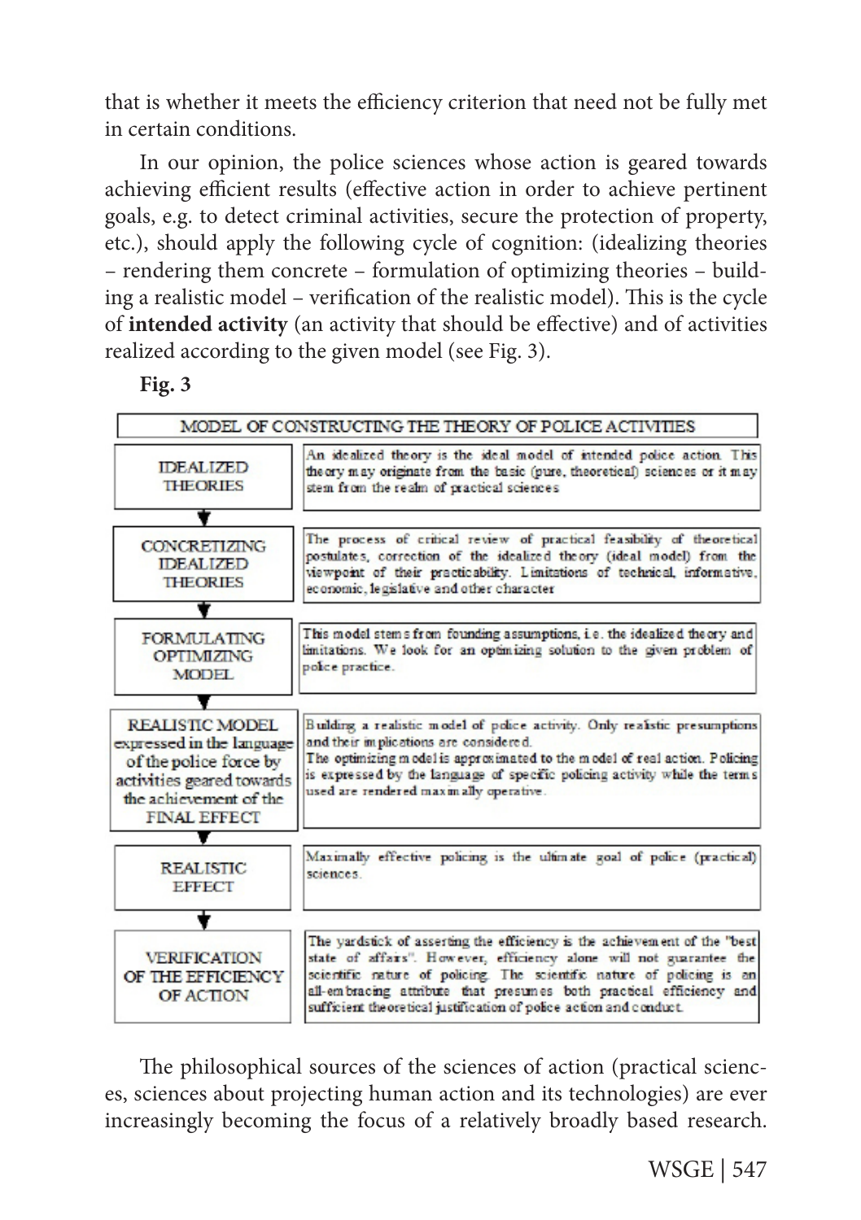that is whether it meets the efficiency criterion that need not be fully met in certain conditions.

In our opinion, the police sciences whose action is geared towards achieving efficient results (effective action in order to achieve pertinent goals, e.g. to detect criminal activities, secure the protection of property, etc.), should apply the following cycle of cognition: (idealizing theories – rendering them concrete – formulation of optimizing theories – building a realistic model – verification of the realistic model). This is the cycle of **intended activity** (an activity that should be effective) and of activities realized according to the given model (see Fig. 3).

**Fig. 3**

| MODEL OF CONSTRUCTING THE THEORY OF POLICE ACTIVITIES | |
|---|---|
| IDEALIZED THEORIES | An idealized theory is the ideal model of intended police action. This theory may originate from the basic (pure, theoretical) sciences or it may stem from the realm of practical sciences |
| ▼ | |
| CONCRETIZING IDEALIZED THEORIES | The process of critical review of practical feasibility of theoretical postulates, correction of the idealized theory (ideal model) from the viewpoint of their practicability. Limitations of technical, informative, economic, legislative and other character |
| ▼ | |
| FORMULATING OPTIMIZING MODEL | This model stems from founding assumptions, i.e. the idealized theory and limitations. We look for an optimizing solution to the given problem of police practice. |
| ▼ | |
| REALISTIC MODEL expressed in the language of the police force by activities geared towards the achievement of the FINAL EFFECT | Building a realistic model of police activity. Only realistic presumptions and their implications are considered. The optimizing model is approximated to the model of real action. Policing is expressed by the language of specific policing activity while the terms used are rendered maximally operative. |
| ▼ | |
| REALISTIC EFFECT | Maximally effective policing is the ultimate goal of police (practical) sciences. |
| ▼ | |
| VERIFICATION OF THE EFFICIENCY OF ACTION | The yardstick of asserting the efficiency is the achievement of the "best state of affairs". However, efficiency alone will not guarantee the scientific nature of policing. The scientific nature of policing is an all-embracing attribute that presumes both practical efficiency and sufficient theoretical justification of police action and conduct. |

The philosophical sources of the sciences of action (practical sciences, sciences about projecting human action and its technologies) are ever increasingly becoming the focus of a relatively broadly based research.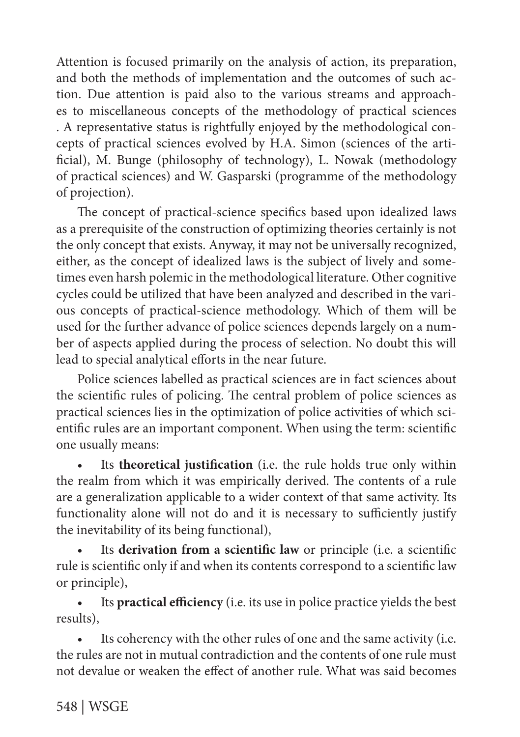Attention is focused primarily on the analysis of action, its preparation, and both the methods of implementation and the outcomes of such action. Due attention is paid also to the various streams and approaches to miscellaneous concepts of the methodology of practical sciences . A representative status is rightfully enjoyed by the methodological concepts of practical sciences evolved by H.A. Simon (sciences of the artificial), M. Bunge (philosophy of technology), L. Nowak (methodology of practical sciences) and W. Gasparski (programme of the methodology of projection).

The concept of practical-science specifics based upon idealized laws as a prerequisite of the construction of optimizing theories certainly is not the only concept that exists. Anyway, it may not be universally recognized, either, as the concept of idealized laws is the subject of lively and sometimes even harsh polemic in the methodological literature. Other cognitive cycles could be utilized that have been analyzed and described in the various concepts of practical-science methodology. Which of them will be used for the further advance of police sciences depends largely on a number of aspects applied during the process of selection. No doubt this will lead to special analytical efforts in the near future.

Police sciences labelled as practical sciences are in fact sciences about the scientific rules of policing. The central problem of police sciences as practical sciences lies in the optimization of police activities of which scientific rules are an important component. When using the term: scientific one usually means:

- Its **theoretical justification** (i.e. the rule holds true only within the realm from which it was empirically derived. The contents of a rule are a generalization applicable to a wider context of that same activity. Its functionality alone will not do and it is necessary to sufficiently justify the inevitability of its being functional),
- Its **derivation from a scientific law** or principle (i.e. a scientific rule is scientific only if and when its contents correspond to a scientific law or principle),
- Its **practical efficiency** (i.e. its use in police practice yields the best results),
- Its coherency with the other rules of one and the same activity (i.e. the rules are not in mutual contradiction and the contents of one rule must not devalue or weaken the effect of another rule. What was said becomes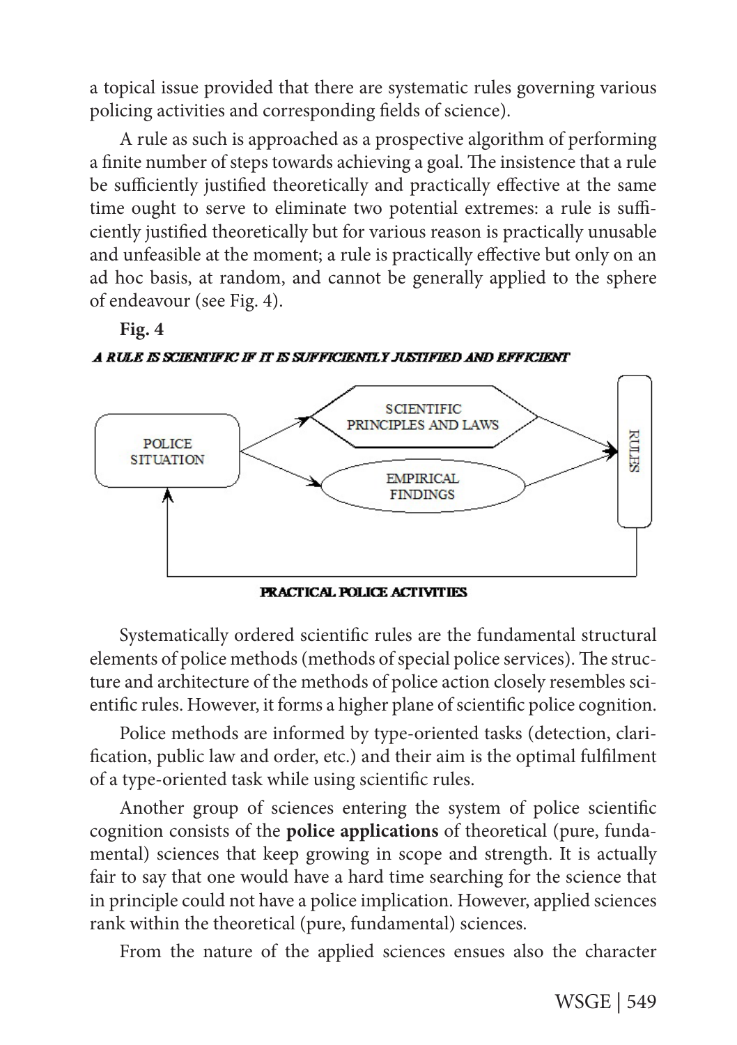a topical issue provided that there are systematic rules governing various policing activities and corresponding fields of science).

A rule as such is approached as a prospective algorithm of performing a finite number of steps towards achieving a goal. The insistence that a rule be sufficiently justified theoretically and practically effective at the same time ought to serve to eliminate two potential extremes: a rule is sufficiently justified theoretically but for various reason is practically unusable and unfeasible at the moment; a rule is practically effective but only on an ad hoc basis, at random, and cannot be generally applied to the sphere of endeavour (see Fig. 4).

**Fig. 4**

*A RULE IS SCIENTIFIC IF IT IS SUFFICIENTLY JUSTIFIED AND EFFICIENT*

POLICE SITUATION → SCIENTIFIC PRINCIPLES AND LAWS → RULES

POLICE SITUATION → EMPIRICAL FINDINGS → RULES

RULES → PRACTICAL POLICE ACTIVITIES → POLICE SITUATION

Systematically ordered scientific rules are the fundamental structural elements of police methods (methods of special police services). The structure and architecture of the methods of police action closely resembles scientific rules. However, it forms a higher plane of scientific police cognition.

Police methods are informed by type-oriented tasks (detection, clarification, public law and order, etc.) and their aim is the optimal fulfilment of a type-oriented task while using scientific rules.

Another group of sciences entering the system of police scientific cognition consists of the **police applications** of theoretical (pure, fundamental) sciences that keep growing in scope and strength. It is actually fair to say that one would have a hard time searching for the science that in principle could not have a police implication. However, applied sciences rank within the theoretical (pure, fundamental) sciences.

From the nature of the applied sciences ensues also the character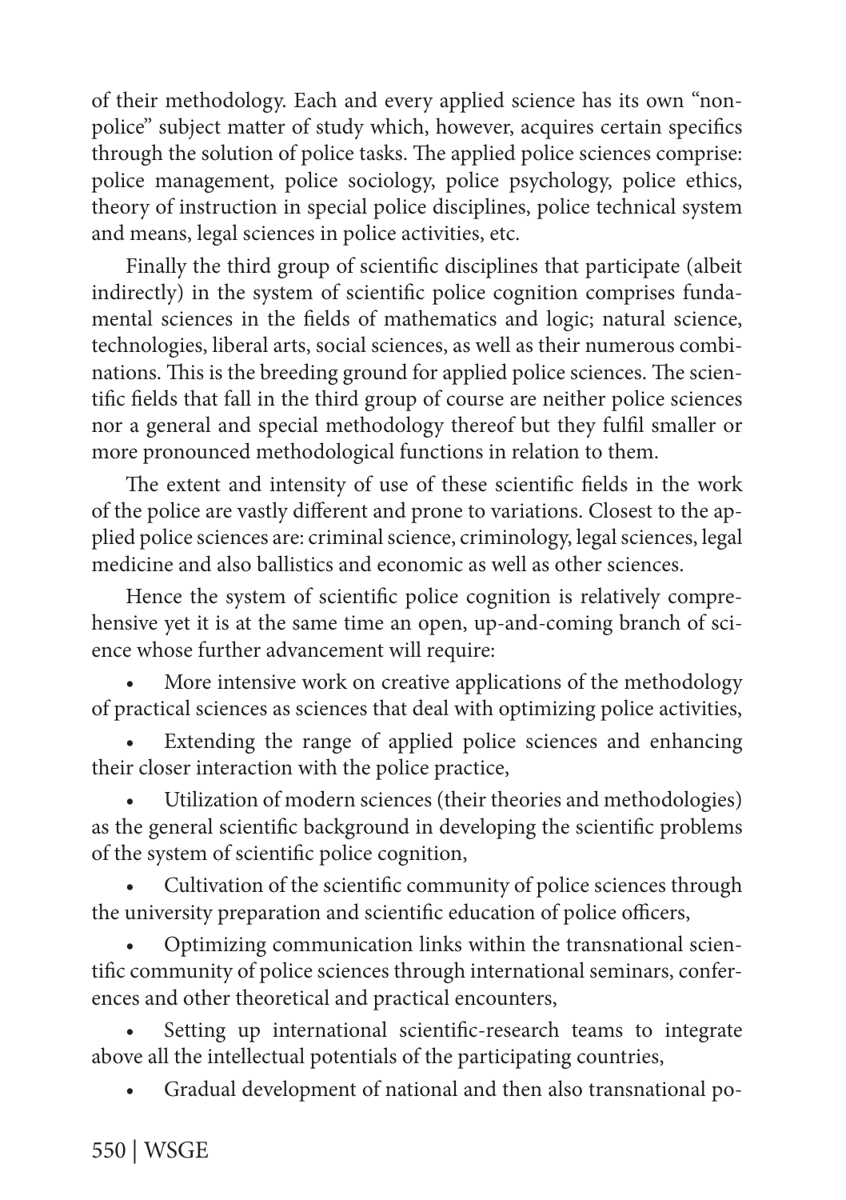of their methodology. Each and every applied science has its own "non-police" subject matter of study which, however, acquires certain specifics through the solution of police tasks. The applied police sciences comprise: police management, police sociology, police psychology, police ethics, theory of instruction in special police disciplines, police technical system and means, legal sciences in police activities, etc.

Finally the third group of scientific disciplines that participate (albeit indirectly) in the system of scientific police cognition comprises fundamental sciences in the fields of mathematics and logic; natural science, technologies, liberal arts, social sciences, as well as their numerous combinations. This is the breeding ground for applied police sciences. The scientific fields that fall in the third group of course are neither police sciences nor a general and special methodology thereof but they fulfil smaller or more pronounced methodological functions in relation to them.

The extent and intensity of use of these scientific fields in the work of the police are vastly different and prone to variations. Closest to the applied police sciences are: criminal science, criminology, legal sciences, legal medicine and also ballistics and economic as well as other sciences.

Hence the system of scientific police cognition is relatively comprehensive yet it is at the same time an open, up-and-coming branch of science whose further advancement will require:

- More intensive work on creative applications of the methodology of practical sciences as sciences that deal with optimizing police activities,
- Extending the range of applied police sciences and enhancing their closer interaction with the police practice,
- Utilization of modern sciences (their theories and methodologies) as the general scientific background in developing the scientific problems of the system of scientific police cognition,
- Cultivation of the scientific community of police sciences through the university preparation and scientific education of police officers,
- Optimizing communication links within the transnational scientific community of police sciences through international seminars, conferences and other theoretical and practical encounters,
- Setting up international scientific-research teams to integrate above all the intellectual potentials of the participating countries,
- Gradual development of national and then also transnational po-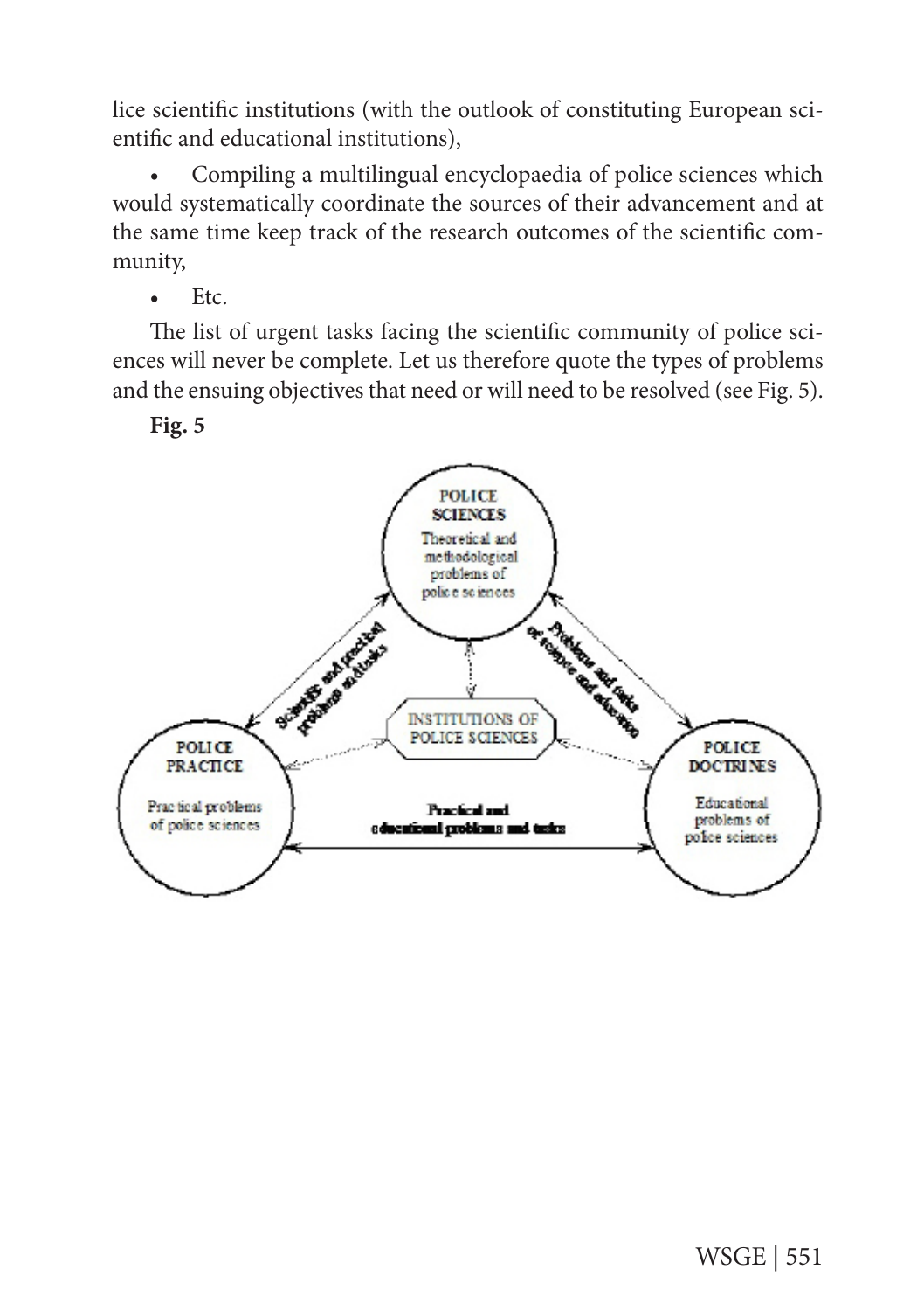lice scientific institutions (with the outlook of constituting European scientific and educational institutions),

- Compiling a multilingual encyclopaedia of police sciences which would systematically coordinate the sources of their advancement and at the same time keep track of the research outcomes of the scientific community,
- Etc.

The list of urgent tasks facing the scientific community of police sciences will never be complete. Let us therefore quote the types of problems and the ensuing objectives that need or will need to be resolved (see Fig. 5).

**Fig. 5**

POLICE SCIENCES
Theoretical and methodological problems of police sciences

POLICE PRACTICE
Practical problems of police sciences

POLICE DOCTRINES
Educational problems of police sciences

INSTITUTIONS OF POLICE SCIENCES

Scientific and practical problems and tasks

Problems and tasks of science and education

Practical and educational problems and tasks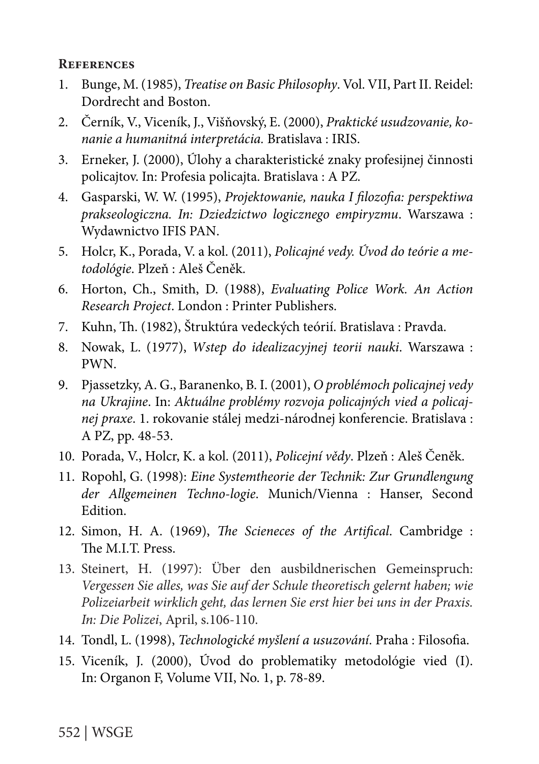**References**

1. Bunge, M. (1985), *Treatise on Basic Philosophy*. Vol. VII, Part II. Reidel: Dordrecht and Boston.
2. Černík, V., Viceník, J., Višňovský, E. (2000), *Praktické usudzovanie, konanie a humanitná interpretácia.* Bratislava : IRIS.
3. Erneker, J. (2000), Úlohy a charakteristické znaky profesijnej činnosti policajtov. In: Profesia policajta. Bratislava : A PZ.
4. Gasparski, W. W. (1995), *Projektowanie, nauka I filozofia: perspektiwa prakseologiczna. In: Dziedzictwo logicznego empiryzmu*. Warszawa : Wydawnictwo IFIS PAN.
5. Holcr, K., Porada, V. a kol. (2011), *Policajné vedy. Úvod do teórie a metodológie*. Plzeň : Aleš Čeněk.
6. Horton, Ch., Smith, D. (1988), *Evaluating Police Work. An Action Research Project*. London : Printer Publishers.
7. Kuhn, Th. (1982), Štruktúra vedeckých teórií. Bratislava : Pravda.
8. Nowak, L. (1977), *Wstep do idealizacyjnej teorii nauki*. Warszawa : PWN.
9. Pjassetzky, A. G., Baranenko, B. I. (2001), *O problémoch policajnej vedy na Ukrajine*. In: *Aktuálne problémy rozvoja policajných vied a policajnej praxe*. 1. rokovanie stálej medzi-národnej konferencie. Bratislava : A PZ, pp. 48-53.
10. Porada, V., Holcr, K. a kol. (2011), *Policejní vědy*. Plzeň : Aleš Čeněk.
11. Ropohl, G. (1998): *Eine Systemtheorie der Technik: Zur Grundlengung der Allgemeinen Techno-logie*. Munich/Vienna : Hanser, Second Edition.
12. Simon, H. A. (1969), *The Scieneces of the Artifical*. Cambridge : The M.I.T. Press.
13. Steinert, H. (1997): Über den ausbildnerischen Gemeinspruch: *Vergessen Sie alles, was Sie auf der Schule theoretisch gelernt haben; wie Polizeiarbeit wirklich geht, das lernen Sie erst hier bei uns in der Praxis. In: Die Polizei*, April, s.106-110.
14. Tondl, L. (1998), *Technologické myšlení a usuzování*. Praha : Filosofia.
15. Viceník, J. (2000), Úvod do problematiky metodológie vied (I). In: Organon F, Volume VII, No. 1, p. 78-89.